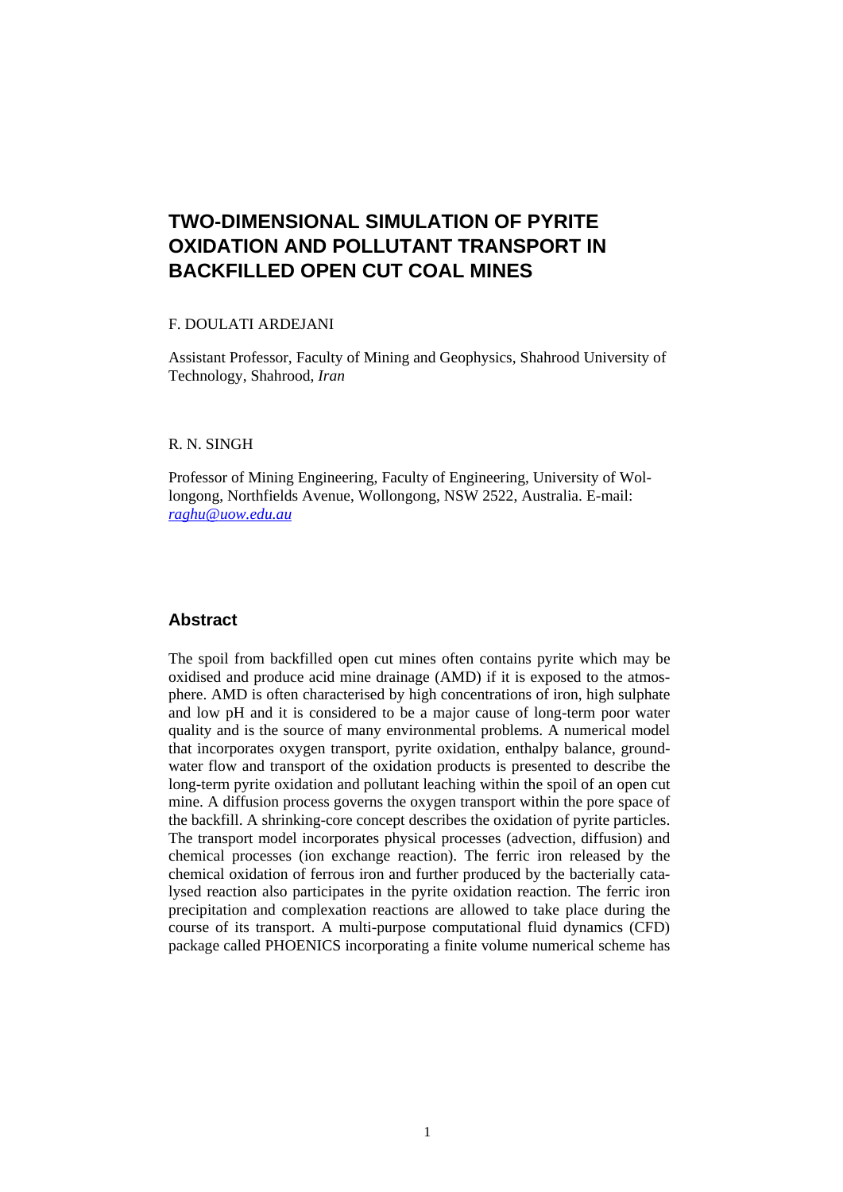# TWO-DIMENSIONAL SIMULATION OF PYRITE OXIDATION AND POLLUTANT TRANSPORT IN BACKFILLED OPEN CUT COAL MINES

F. DOULATI ARDEJANI

Assistant Professor, Faculty of Mining and Geophysics, Shahrood University of Technology, Shahrood, *Iran*

R. N. SINGH

Professor of Mining Engineering, Faculty of Engineering, University of Wollongong, Northfields Avenue, Wollongong, NSW 2522, Australia. E-mail: *raghu@uow.edu.au*

## Abstract

The spoil from backfilled open cut mines often contains pyrite which may be oxidised and produce acid mine drainage (AMD) if it is exposed to the atmosphere. AMD is often characterised by high concentrations of iron, high sulphate and low pH and it is considered to be a major cause of long-term poor water quality and is the source of many environmental problems. A numerical model that incorporates oxygen transport, pyrite oxidation, enthalpy balance, groundwater flow and transport of the oxidation products is presented to describe the long-term pyrite oxidation and pollutant leaching within the spoil of an open cut mine. A diffusion process governs the oxygen transport within the pore space of the backfill. A shrinking-core concept describes the oxidation of pyrite particles. The transport model incorporates physical processes (advection, diffusion) and chemical processes (ion exchange reaction). The ferric iron released by the chemical oxidation of ferrous iron and further produced by the bacterially catalysed reaction also participates in the pyrite oxidation reaction. The ferric iron precipitation and complexation reactions are allowed to take place during the course of its transport. A multi-purpose computational fluid dynamics (CFD) package called PHOENICS incorporating a finite volume numerical scheme has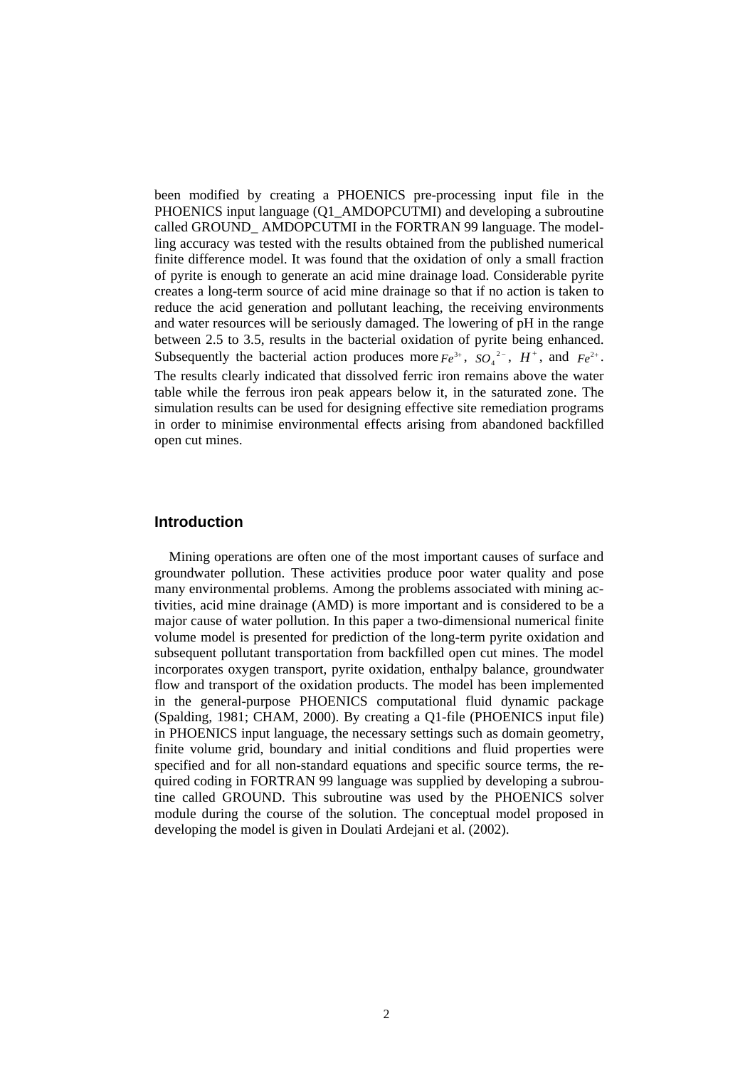been modified by creating a PHOENICS pre-processing input file in the PHOENICS input language (Q1_AMDOPCUTMI) and developing a subroutine called GROUND_ AMDOPCUTMI in the FORTRAN 99 language. The modelling accuracy was tested with the results obtained from the published numerical finite difference model. It was found that the oxidation of only a small fraction of pyrite is enough to generate an acid mine drainage load. Considerable pyrite creates a long-term source of acid mine drainage so that if no action is taken to reduce the acid generation and pollutant leaching, the receiving environments and water resources will be seriously damaged. The lowering of pH in the range between 2.5 to 3.5, results in the bacterial oxidation of pyrite being enhanced. Subsequently the bacterial action produces more $Fe^{3+}$, $SO_4{}^{2-}$, $H^+$, and $Fe^{2+}$. The results clearly indicated that dissolved ferric iron remains above the water table while the ferrous iron peak appears below it, in the saturated zone. The simulation results can be used for designing effective site remediation programs in order to minimise environmental effects arising from abandoned backfilled open cut mines.

## Introduction

Mining operations are often one of the most important causes of surface and groundwater pollution. These activities produce poor water quality and pose many environmental problems. Among the problems associated with mining activities, acid mine drainage (AMD) is more important and is considered to be a major cause of water pollution. In this paper a two-dimensional numerical finite volume model is presented for prediction of the long-term pyrite oxidation and subsequent pollutant transportation from backfilled open cut mines. The model incorporates oxygen transport, pyrite oxidation, enthalpy balance, groundwater flow and transport of the oxidation products. The model has been implemented in the general-purpose PHOENICS computational fluid dynamic package (Spalding, 1981; CHAM, 2000). By creating a Q1-file (PHOENICS input file) in PHOENICS input language, the necessary settings such as domain geometry, finite volume grid, boundary and initial conditions and fluid properties were specified and for all non-standard equations and specific source terms, the required coding in FORTRAN 99 language was supplied by developing a subroutine called GROUND. This subroutine was used by the PHOENICS solver module during the course of the solution. The conceptual model proposed in developing the model is given in Doulati Ardejani et al. (2002).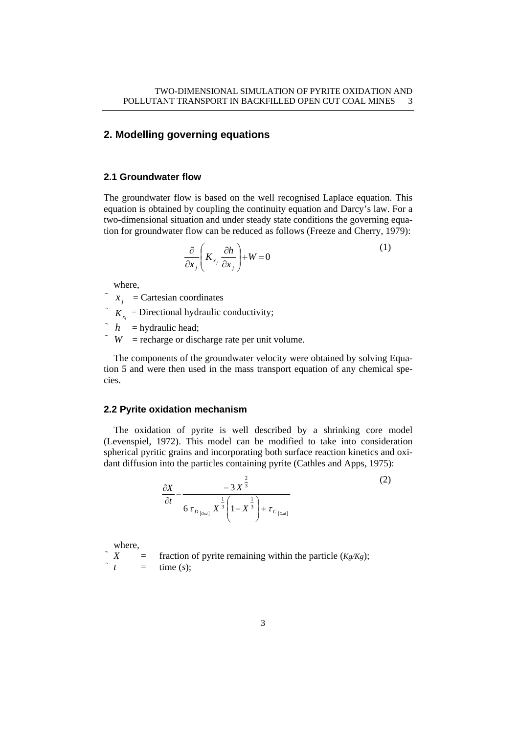## 2. Modelling governing equations

### 2.1 Groundwater flow

The groundwater flow is based on the well recognised Laplace equation. This equation is obtained by coupling the continuity equation and Darcy's law. For a two-dimensional situation and under steady state conditions the governing equation for groundwater flow can be reduced as follows (Freeze and Cherry, 1979):

$$\frac{\partial}{\partial x_j}\left(K_{x_j}\frac{\partial h}{\partial x_j}\right)+W=0 \tag{1}$$

where,

- $x_j$ = Cartesian coordinates
- $K_{x_i}$ = Directional hydraulic conductivity;
- $h$ = hydraulic head;
- $W$ = recharge or discharge rate per unit volume.

The components of the groundwater velocity were obtained by solving Equation 5 and were then used in the mass transport equation of any chemical species.

### 2.2 Pyrite oxidation mechanism

The oxidation of pyrite is well described by a shrinking core model (Levenspiel, 1972). This model can be modified to take into consideration spherical pyritic grains and incorporating both surface reaction kinetics and oxidant diffusion into the particles containing pyrite (Cathles and Apps, 1975):

$$\frac{\partial X}{\partial t}=\frac{-3\,X^{\frac{2}{3}}}{6\,\tau_{D_{[Oxd]}}\,X^{\frac{1}{3}}\left(1-X^{\frac{1}{3}}\right)+\tau_{C_{[Oxd]}}} \tag{2}$$

where,

- $X$ = fraction of pyrite remaining within the particle (*Kg/Kg*);
- $t$ = time (*s*);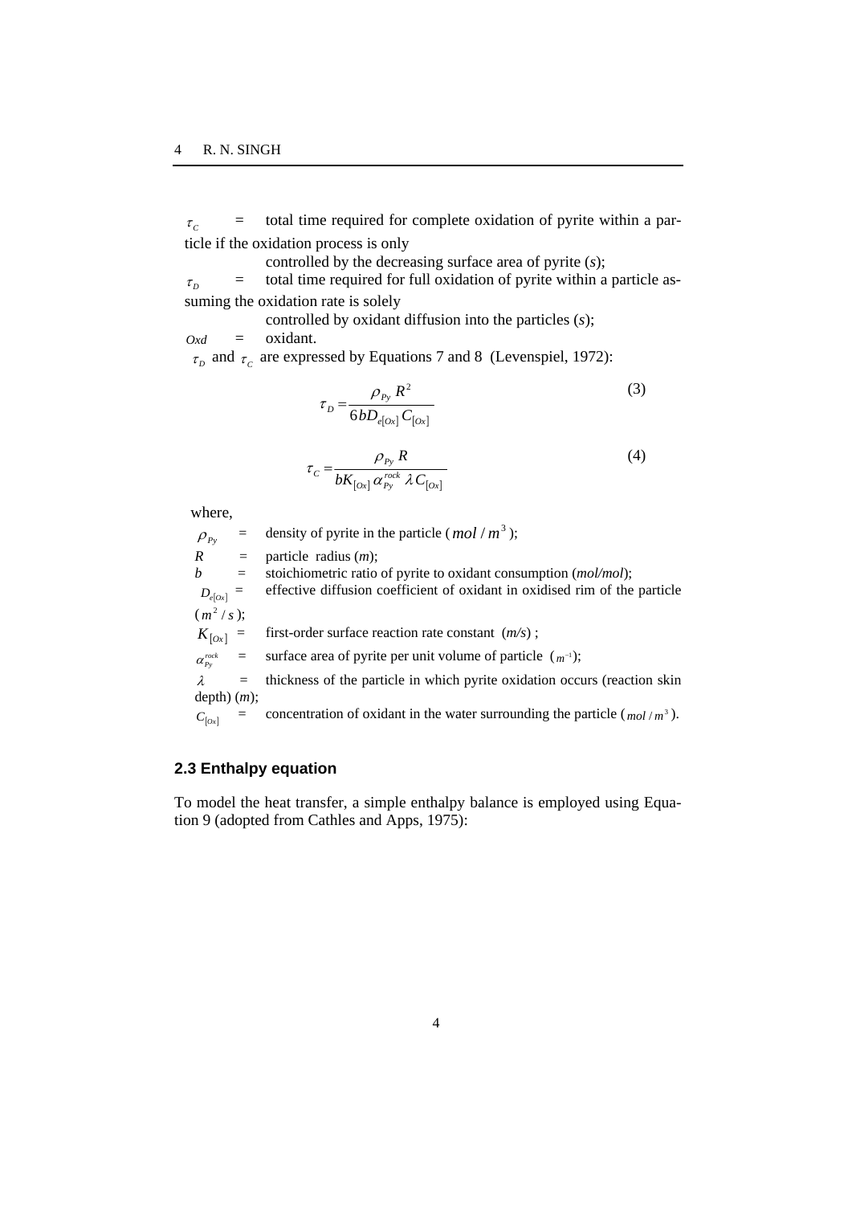$\tau_C$ = total time required for complete oxidation of pyrite within a particle if the oxidation process is only controlled by the decreasing surface area of pyrite (*s*);

$\tau_D$ = total time required for full oxidation of pyrite within a particle assuming the oxidation rate is solely controlled by oxidant diffusion into the particles (*s*);

$Oxd$ = oxidant.

$\tau_D$ and $\tau_C$ are expressed by Equations 7 and 8 (Levenspiel, 1972):

$$\tau_D = \frac{\rho_{Py} R^2}{6bD_{e[Ox]} C_{[Ox]}} \tag{3}$$

$$\tau_C = \frac{\rho_{Py} R}{bK_{[Ox]} \alpha_{Py}^{rock} \lambda C_{[Ox]}} \tag{4}$$

where,

$\rho_{Py}$ = density of pyrite in the particle ($mol/m^3$);

$R$ = particle radius (*m*);

$b$ = stoichiometric ratio of pyrite to oxidant consumption (*mol/mol*);

$D_{e[Ox]}$ = effective diffusion coefficient of oxidant in oxidised rim of the particle ($m^2/s$);

$K_{[Ox]}$ = first-order surface reaction rate constant (*m/s*) ;

$\alpha_{Py}^{rock}$ = surface area of pyrite per unit volume of particle ($m^{-1}$);

$\lambda$ = thickness of the particle in which pyrite oxidation occurs (reaction skin depth) (*m*);

$C_{[Ox]}$ = concentration of oxidant in the water surrounding the particle ($mol/m^3$).

### 2.3 Enthalpy equation

To model the heat transfer, a simple enthalpy balance is employed using Equation 9 (adopted from Cathles and Apps, 1975):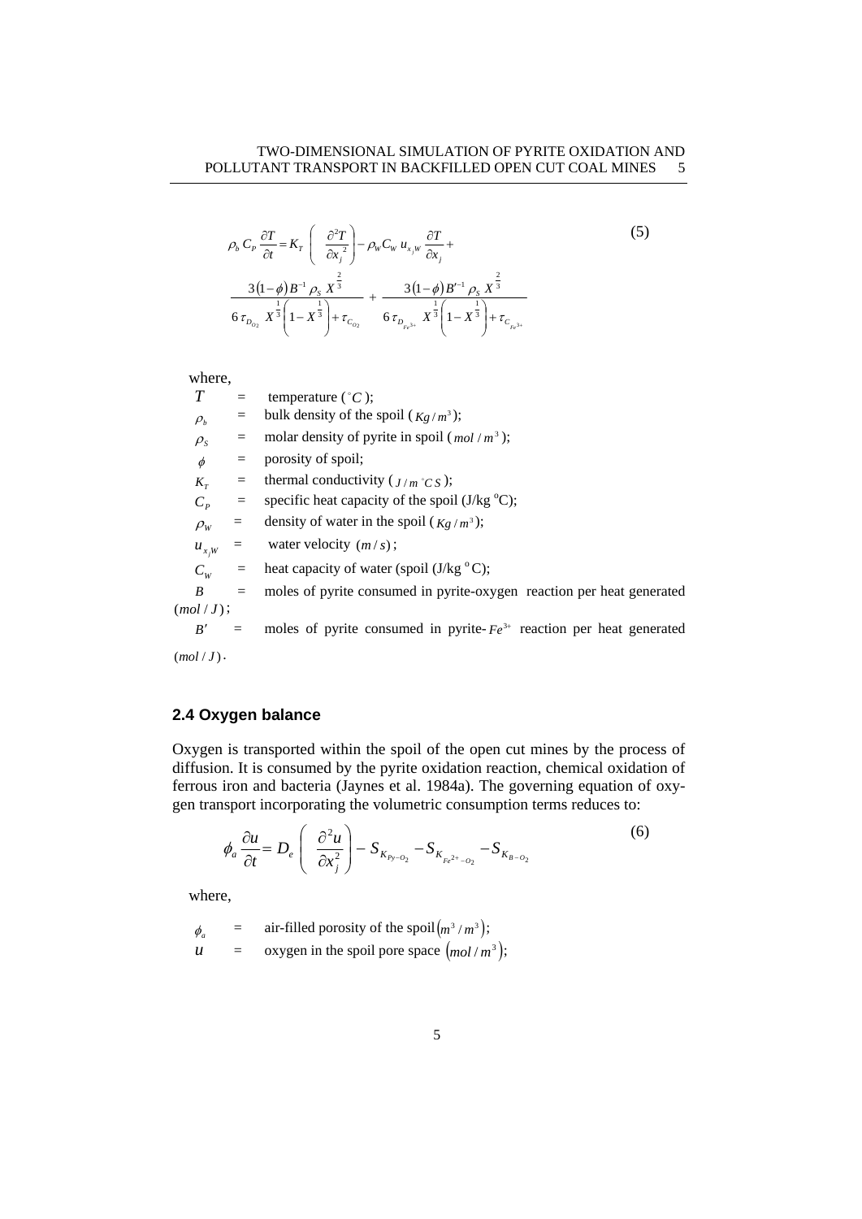$$\rho_b C_P \frac{\partial T}{\partial t} = K_T \left( \frac{\partial^2 T}{\partial x_j^{\,2}} \right) - \rho_W C_W u_{x_j W} \frac{\partial T}{\partial x_j} + \frac{3(1-\phi) B^{-1} \rho_S X^{\frac{2}{3}}}{6 \tau_{D_{O_2}} X^{\frac{1}{3}} \left( 1 - X^{\frac{1}{3}} \right) + \tau_{C_{O_2}}} + \frac{3(1-\phi) B'^{-1} \rho_S X^{\frac{2}{3}}}{6 \tau_{D_{Fe^{3+}}} X^{\frac{1}{3}} \left( 1 - X^{\frac{1}{3}} \right) + \tau_{C_{Fe^{3+}}}} \tag{5}$$

where,

- $T$ = temperature ($^\circ C$);
- $\rho_b$ = bulk density of the spoil ($Kg/m^3$);
- $\rho_S$ = molar density of pyrite in spoil ($mol/m^3$);
- $\phi$ = porosity of spoil;
- $K_T$ = thermal conductivity ($J/m\,^\circ C\,S$);
- $C_P$ = specific heat capacity of the spoil (J/kg $^o$C);
- $\rho_W$ = density of water in the spoil ($Kg/m^3$);
- $u_{x_j W}$ = water velocity $(m/s)$;
- $C_W$ = heat capacity of water (spoil (J/kg $^o$C);
- $B$ = moles of pyrite consumed in pyrite-oxygen reaction per heat generated $(mol/J)$;
- $B'$ = moles of pyrite consumed in pyrite-$Fe^{3+}$ reaction per heat generated $(mol/J)$.

## 2.4 Oxygen balance

Oxygen is transported within the spoil of the open cut mines by the process of diffusion. It is consumed by the pyrite oxidation reaction, chemical oxidation of ferrous iron and bacteria (Jaynes et al. 1984a). The governing equation of oxygen transport incorporating the volumetric consumption terms reduces to:

$$\phi_a \frac{\partial u}{\partial t} = D_e \left( \frac{\partial^2 u}{\partial x_j^2} \right) - S_{K_{Py-O_2}} - S_{K_{Fe^{2+}-O_2}} - S_{K_{B-O_2}} \tag{6}$$

where,

- $\phi_a$ = air-filled porosity of the spoil $\left(m^3/m^3\right)$;
- $u$ = oxygen in the spoil pore space $\left(mol/m^3\right)$;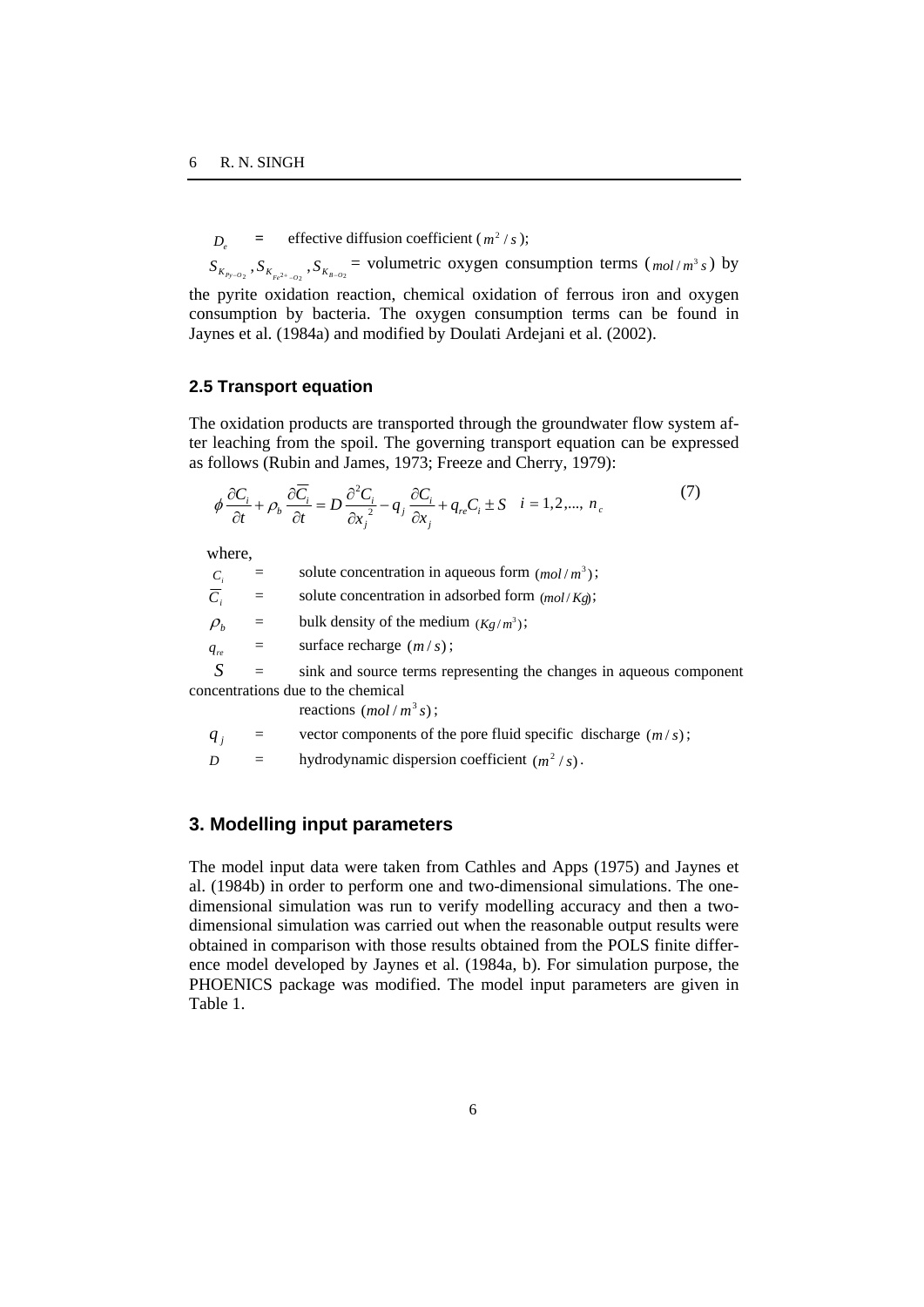$D_e$ = effective diffusion coefficient ($m^2/s$);

$S_{K_{Py-O_2}}, S_{K_{Fe^{2+}-O_2}}, S_{K_{B-O_2}}$ = volumetric oxygen consumption terms ($mol/m^3 s$) by the pyrite oxidation reaction, chemical oxidation of ferrous iron and oxygen consumption by bacteria. The oxygen consumption terms can be found in Jaynes et al. (1984a) and modified by Doulati Ardejani et al. (2002).

### 2.5 Transport equation

The oxidation products are transported through the groundwater flow system after leaching from the spoil. The governing transport equation can be expressed as follows (Rubin and James, 1973; Freeze and Cherry, 1979):

$$\phi \frac{\partial C_i}{\partial t} + \rho_b \frac{\partial \overline{C_i}}{\partial t} = D \frac{\partial^2 C_i}{\partial x_j^2} - q_j \frac{\partial C_i}{\partial x_j} + q_{re} C_i \pm S \quad i = 1, 2, ..., n_c \tag{7}$$

where,

$C_i$ = solute concentration in aqueous form $(mol/m^3)$;

$\overline{C_i}$ = solute concentration in adsorbed form $(mol/Kg)$;

$\rho_b$ = bulk density of the medium $(Kg/m^3)$;

$q_{re}$ = surface recharge $(m/s)$;

$S$ = sink and source terms representing the changes in aqueous component concentrations due to the chemical reactions $(mol/m^3 s)$;

$q_j$ = vector components of the pore fluid specific discharge $(m/s)$;

$D$ = hydrodynamic dispersion coefficient $(m^2/s)$.

## 3. Modelling input parameters

The model input data were taken from Cathles and Apps (1975) and Jaynes et al. (1984b) in order to perform one and two-dimensional simulations. The one-dimensional simulation was run to verify modelling accuracy and then a two-dimensional simulation was carried out when the reasonable output results were obtained in comparison with those results obtained from the POLS finite difference model developed by Jaynes et al. (1984a, b). For simulation purpose, the PHOENICS package was modified. The model input parameters are given in Table 1.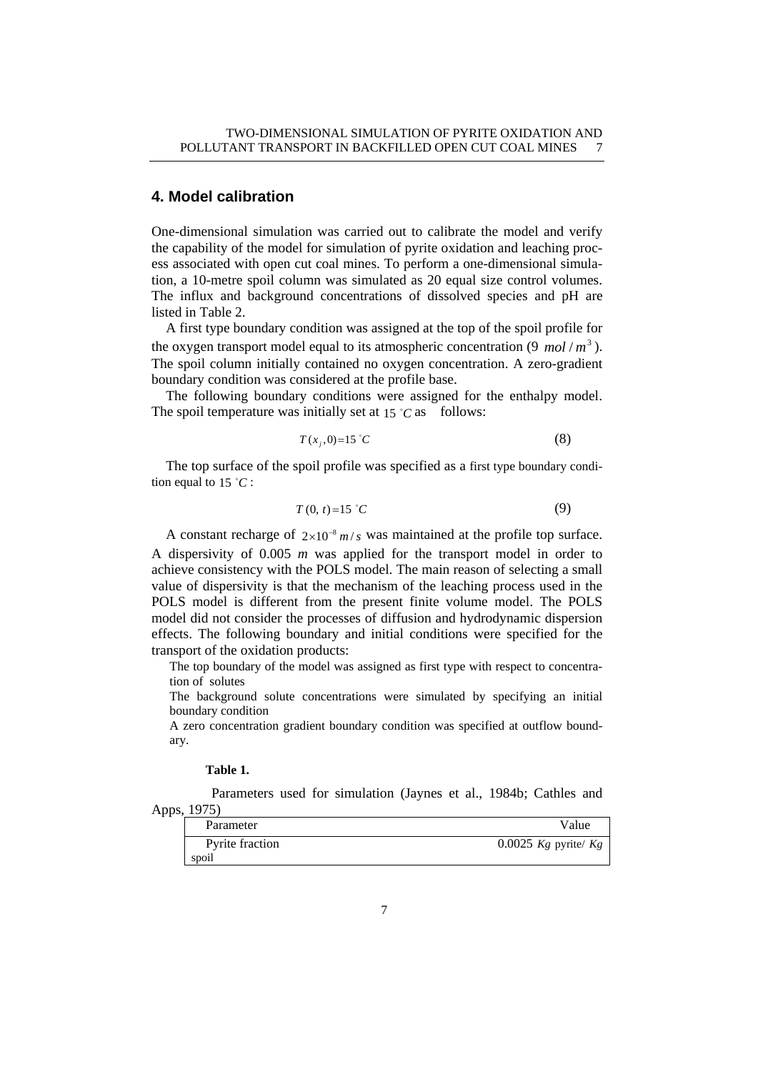## 4. Model calibration

One-dimensional simulation was carried out to calibrate the model and verify the capability of the model for simulation of pyrite oxidation and leaching process associated with open cut coal mines. To perform a one-dimensional simulation, a 10-metre spoil column was simulated as 20 equal size control volumes. The influx and background concentrations of dissolved species and pH are listed in Table 2.

A first type boundary condition was assigned at the top of the spoil profile for the oxygen transport model equal to its atmospheric concentration (9 $mol/m^3$). The spoil column initially contained no oxygen concentration. A zero-gradient boundary condition was considered at the profile base.

The following boundary conditions were assigned for the enthalpy model. The spoil temperature was initially set at $15\ ^\circ C$ as follows:

$$T(x_j, 0) = 15\ ^\circ C \tag{8}$$

The top surface of the spoil profile was specified as a first type boundary condition equal to $15\ ^\circ C$ :

$$T(0, t) = 15\ ^\circ C \tag{9}$$

A constant recharge of $2 \times 10^{-8}\ m/s$ was maintained at the profile top surface. A dispersivity of 0.005 *m* was applied for the transport model in order to achieve consistency with the POLS model. The main reason of selecting a small value of dispersivity is that the mechanism of the leaching process used in the POLS model is different from the present finite volume model. The POLS model did not consider the processes of diffusion and hydrodynamic dispersion effects. The following boundary and initial conditions were specified for the transport of the oxidation products:

The top boundary of the model was assigned as first type with respect to concentration of solutes

The background solute concentrations were simulated by specifying an initial boundary condition

A zero concentration gradient boundary condition was specified at outflow boundary.

**Table 1.**

Parameters used for simulation (Jaynes et al., 1984b; Cathles and Apps, 1975)

| Parameter | Value |
|---|---|
| Pyrite fraction spoil | 0.0025 *Kg* pyrite/ *Kg* |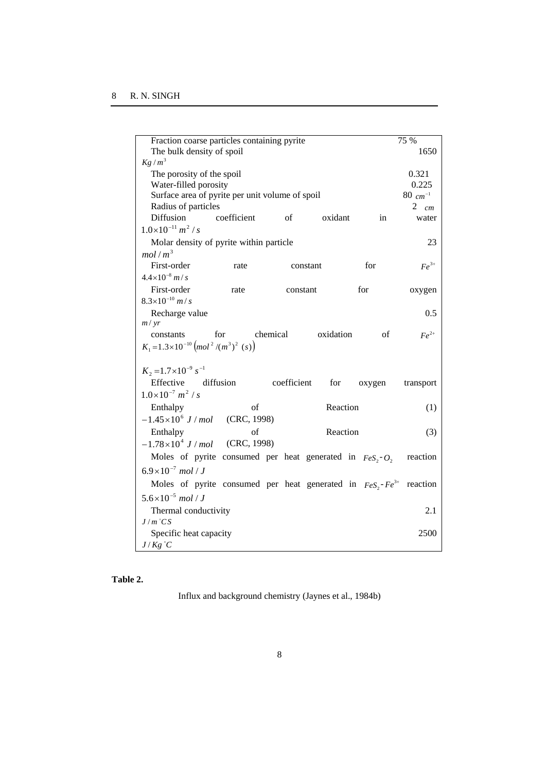| Parameter | Value |
|---|---|
| Fraction coarse particles containing pyrite | 75 % |
| The bulk density of spoil | 1650 $Kg/m^3$ |
| The porosity of the spoil | 0.321 |
| Water-filled porosity | 0.225 |
| Surface area of pyrite per unit volume of spoil | 80 $cm^{-1}$ |
| Radius of particles | 2 $cm$ |
| Diffusion coefficient of oxidant in water | $1.0\times10^{-11}\ m^2/s$ |
| Molar density of pyrite within particle | 23 $mol/m^3$ |
| First-order rate constant for $Fe^{3+}$ | $4.4\times10^{-8}\ m/s$ |
| First-order rate constant for oxygen | $8.3\times10^{-10}\ m/s$ |
| Recharge value | 0.5 $m/yr$ |
| constants for chemical oxidation of $Fe^{2+}$ | $K_1 = 1.3\times10^{-10}\left(mol^2/(m^3)^2\ (s)\right)$ <br> $K_2 = 1.7\times10^{-9}\ s^{-1}$ |
| Effective diffusion coefficient for oxygen transport | $1.0\times10^{-7}\ m^2/s$ |
| Enthalpy of Reaction (1) | $-1.45\times10^{6}\ J/mol$ (CRC, 1998) |
| Enthalpy of Reaction (3) | $-1.78\times10^{4}\ J/mol$ (CRC, 1998) |
| Moles of pyrite consumed per heat generated in $FeS_2$-$O_2$ reaction | $6.9\times10^{-7}\ mol/J$ |
| Moles of pyrite consumed per heat generated in $FeS_2$-$Fe^{3+}$ reaction | $5.6\times10^{-5}\ mol/J$ |
| Thermal conductivity | 2.1 $J/m\,^{\circ}CS$ |
| Specific heat capacity | 2500 $J/Kg\,^{\circ}C$ |

**Table 2.**

Influx and background chemistry (Jaynes et al., 1984b)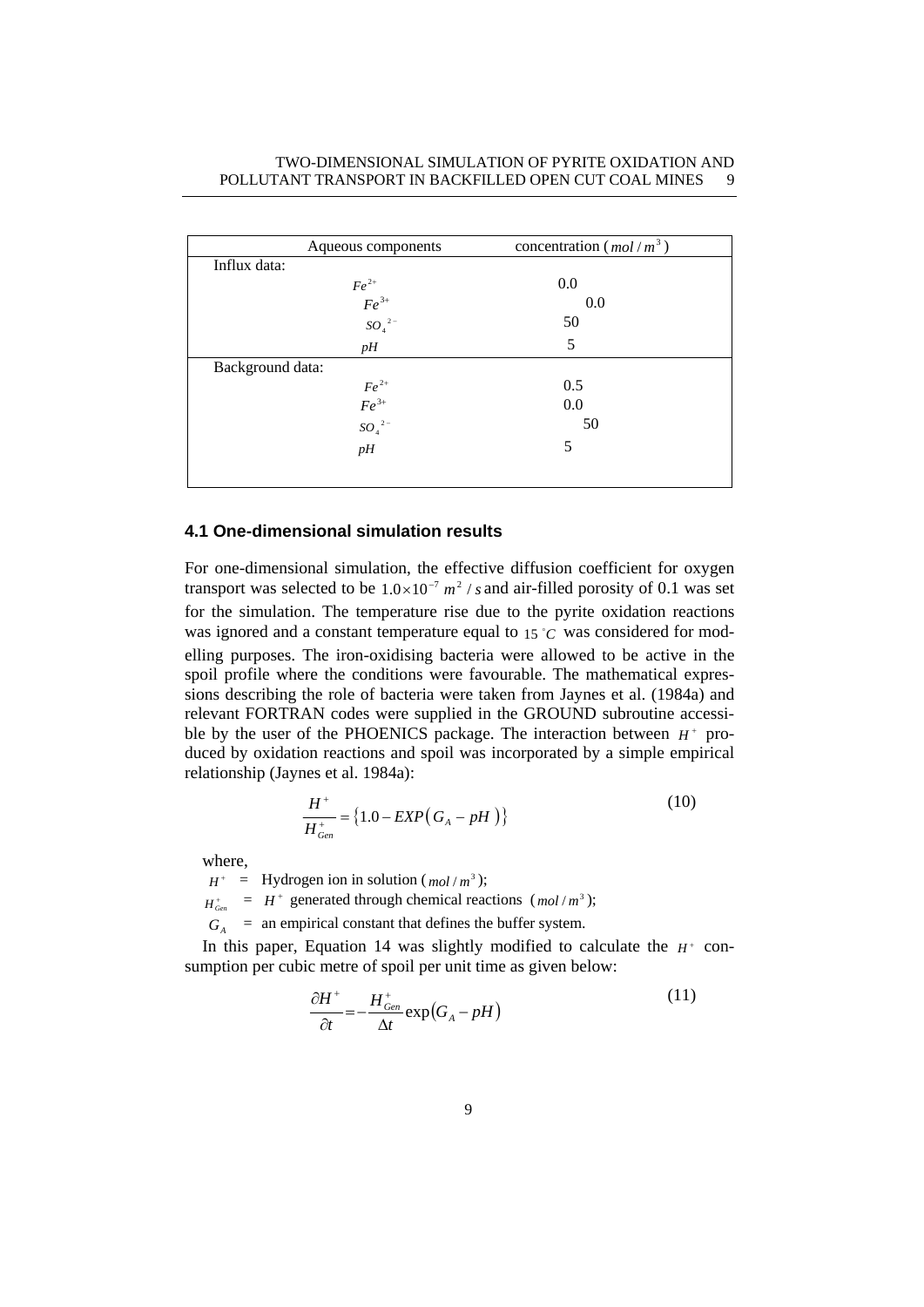| Aqueous components | concentration ( $mol/m^3$ ) |
|---|---|
| Influx data: | |
| $Fe^{2+}$ | 0.0 |
| $Fe^{3+}$ | 0.0 |
| $SO_4^{\ 2-}$ | 50 |
| $pH$ | 5 |
| Background data: | |
| $Fe^{2+}$ | 0.5 |
| $Fe^{3+}$ | 0.0 |
| $SO_4^{\ 2-}$ | 50 |
| $pH$ | 5 |

### 4.1 One-dimensional simulation results

For one-dimensional simulation, the effective diffusion coefficient for oxygen transport was selected to be $1.0\times10^{-7}\ m^2/s$ and air-filled porosity of 0.1 was set for the simulation. The temperature rise due to the pyrite oxidation reactions was ignored and a constant temperature equal to $15\ ^{\circ}C$ was considered for modelling purposes. The iron-oxidising bacteria were allowed to be active in the spoil profile where the conditions were favourable. The mathematical expressions describing the role of bacteria were taken from Jaynes et al. (1984a) and relevant FORTRAN codes were supplied in the GROUND subroutine accessible by the user of the PHOENICS package. The interaction between $H^+$ produced by oxidation reactions and spoil was incorporated by a simple empirical relationship (Jaynes et al. 1984a):

$$\frac{H^+}{H^+_{Gen}} = \{1.0 - EXP(G_A - pH)\} \tag{10}$$

where,

$H^+$ = Hydrogen ion in solution ( $mol/m^3$ );

$H^+_{Gen}$ = $H^+$ generated through chemical reactions ( $mol/m^3$ );

$G_A$ = an empirical constant that defines the buffer system.

In this paper, Equation 14 was slightly modified to calculate the $H^+$ consumption per cubic metre of spoil per unit time as given below:

$$\frac{\partial H^+}{\partial t} = -\frac{H^+_{Gen}}{\Delta t}\exp(G_A - pH) \tag{11}$$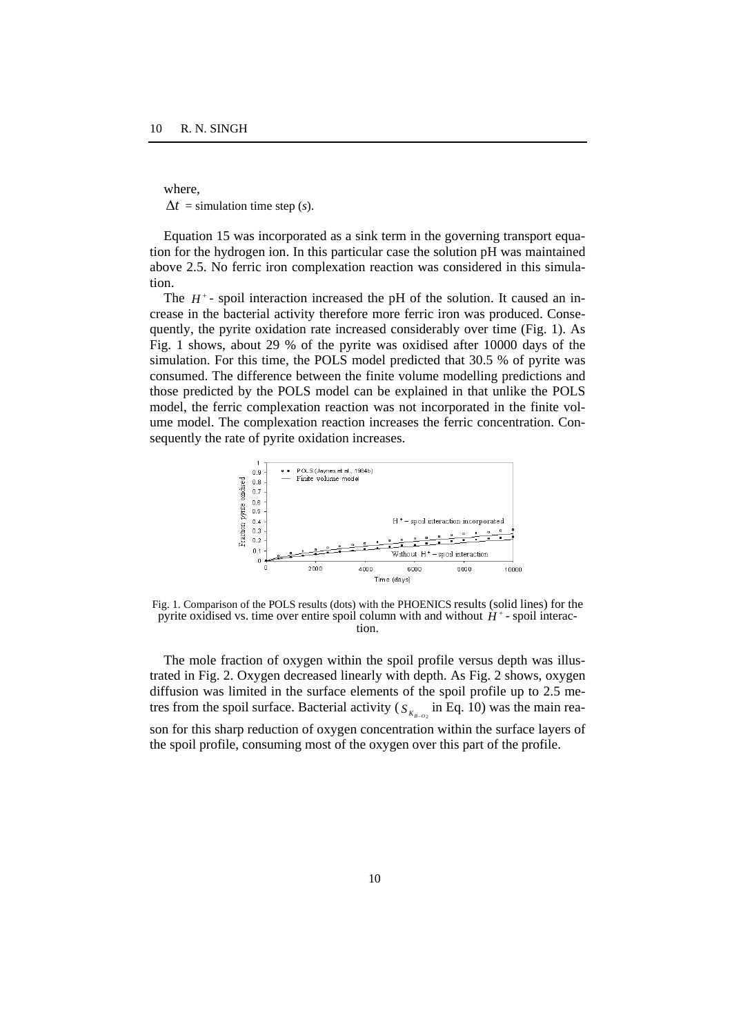where,

$\Delta t$ = simulation time step ($s$).

Equation 15 was incorporated as a sink term in the governing transport equation for the hydrogen ion. In this particular case the solution pH was maintained above 2.5. No ferric iron complexation reaction was considered in this simulation.

The $H^+$ - spoil interaction increased the pH of the solution. It caused an increase in the bacterial activity therefore more ferric iron was produced. Consequently, the pyrite oxidation rate increased considerably over time (Fig. 1). As Fig. 1 shows, about 29 % of the pyrite was oxidised after 10000 days of the simulation. For this time, the POLS model predicted that 30.5 % of pyrite was consumed. The difference between the finite volume modelling predictions and those predicted by the POLS model can be explained in that unlike the POLS model, the ferric complexation reaction was not incorporated in the finite volume model. The complexation reaction increases the ferric concentration. Consequently the rate of pyrite oxidation increases.

Fig. 1. Comparison of the POLS results (dots) with the PHOENICS results (solid lines) for the pyrite oxidised vs. time over entire spoil column with and without $H^+$ - spoil interaction.

The mole fraction of oxygen within the spoil profile versus depth was illustrated in Fig. 2. Oxygen decreased linearly with depth. As Fig. 2 shows, oxygen diffusion was limited in the surface elements of the spoil profile up to 2.5 metres from the spoil surface. Bacterial activity ($S_{K_{B-O_2}}$ in Eq. 10) was the main reason for this sharp reduction of oxygen concentration within the surface layers of the spoil profile, consuming most of the oxygen over this part of the profile.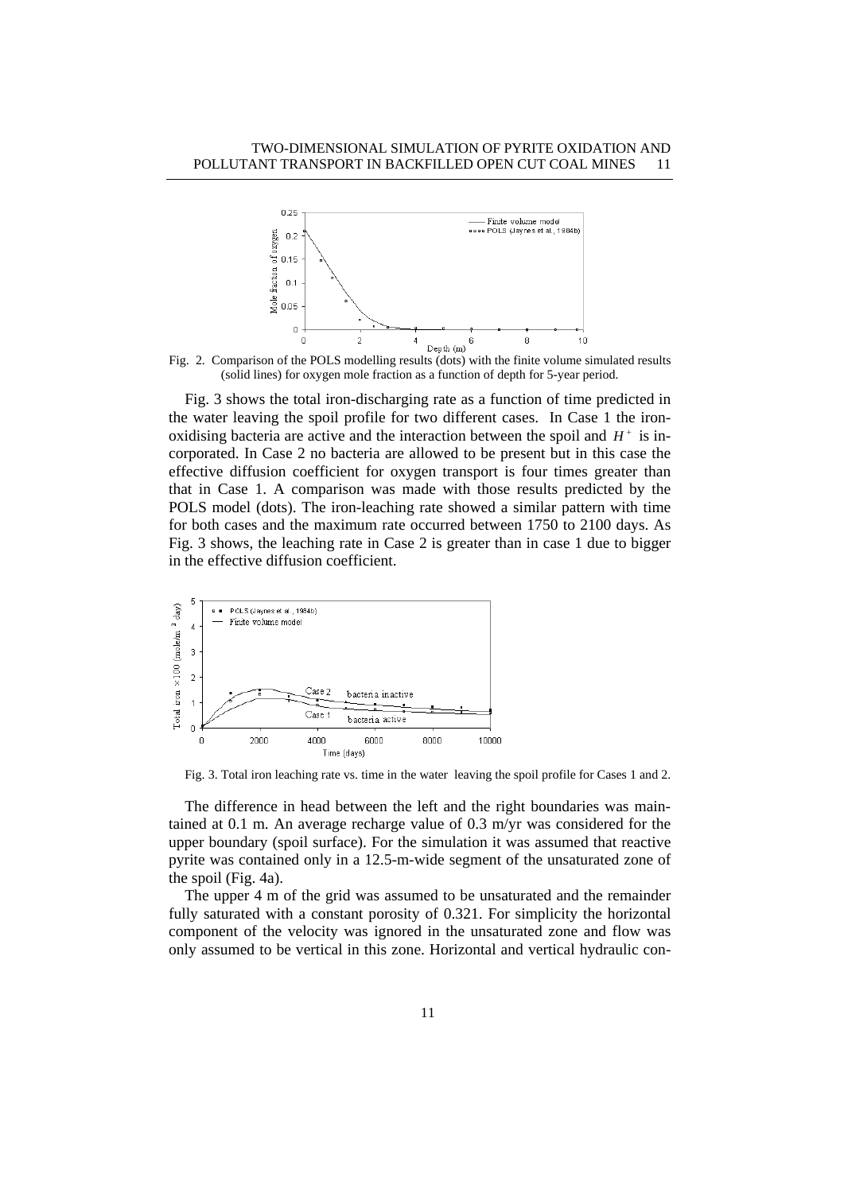Fig. 2. Comparison of the POLS modelling results (dots) with the finite volume simulated results (solid lines) for oxygen mole fraction as a function of depth for 5-year period.

Fig. 3 shows the total iron-discharging rate as a function of time predicted in the water leaving the spoil profile for two different cases. In Case 1 the iron-oxidising bacteria are active and the interaction between the spoil and $H^+$ is incorporated. In Case 2 no bacteria are allowed to be present but in this case the effective diffusion coefficient for oxygen transport is four times greater than that in Case 1. A comparison was made with those results predicted by the POLS model (dots). The iron-leaching rate showed a similar pattern with time for both cases and the maximum rate occurred between 1750 to 2100 days. As Fig. 3 shows, the leaching rate in Case 2 is greater than in case 1 due to bigger in the effective diffusion coefficient.

Fig. 3. Total iron leaching rate vs. time in the water leaving the spoil profile for Cases 1 and 2.

The difference in head between the left and the right boundaries was maintained at 0.1 m. An average recharge value of 0.3 m/yr was considered for the upper boundary (spoil surface). For the simulation it was assumed that reactive pyrite was contained only in a 12.5-m-wide segment of the unsaturated zone of the spoil (Fig. 4a).

The upper 4 m of the grid was assumed to be unsaturated and the remainder fully saturated with a constant porosity of 0.321. For simplicity the horizontal component of the velocity was ignored in the unsaturated zone and flow was only assumed to be vertical in this zone. Horizontal and vertical hydraulic con-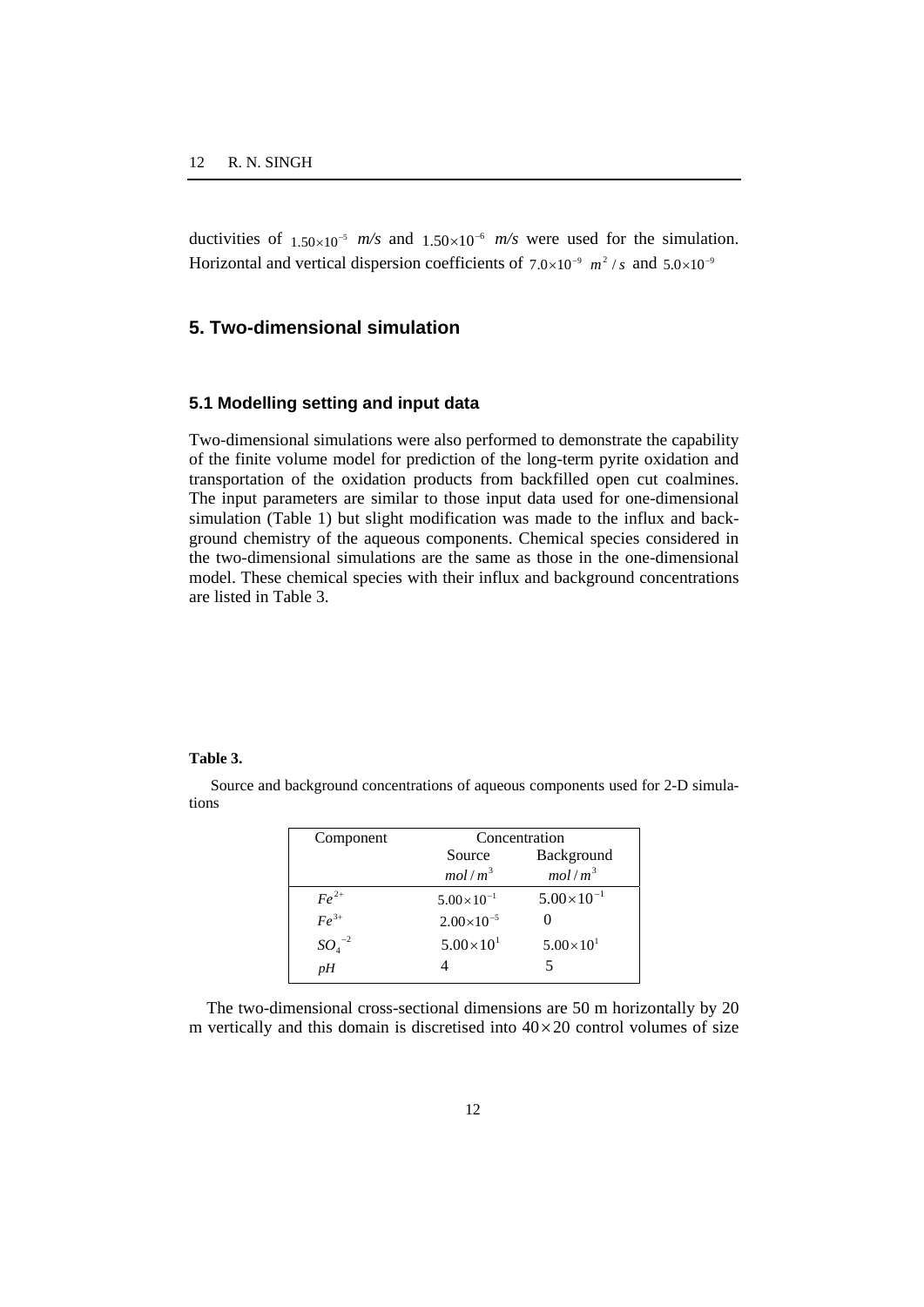ductivities of $1.50\times10^{-5}$ *m/s* and $1.50\times10^{-6}$ *m/s* were used for the simulation. Horizontal and vertical dispersion coefficients of $7.0\times10^{-9}$ $m^2/s$ and $5.0\times10^{-9}$

## 5. Two-dimensional simulation

### 5.1 Modelling setting and input data

Two-dimensional simulations were also performed to demonstrate the capability of the finite volume model for prediction of the long-term pyrite oxidation and transportation of the oxidation products from backfilled open cut coalmines. The input parameters are similar to those input data used for one-dimensional simulation (Table 1) but slight modification was made to the influx and background chemistry of the aqueous components. Chemical species considered in the two-dimensional simulations are the same as those in the one-dimensional model. These chemical species with their influx and background concentrations are listed in Table 3.

**Table 3.**

Source and background concentrations of aqueous components used for 2-D simulations

| Component | Concentration | |
|---|---|---|
| | Source $mol/m^3$ | Background $mol/m^3$ |
| $Fe^{2+}$ | $5.00\times10^{-1}$ | $5.00\times10^{-1}$ |
| $Fe^{3+}$ | $2.00\times10^{-5}$ | 0 |
| $SO_4^{-2}$ | $5.00\times10^{1}$ | $5.00\times10^{1}$ |
| $pH$ | 4 | 5 |

The two-dimensional cross-sectional dimensions are 50 m horizontally by 20 m vertically and this domain is discretised into $40\times20$ control volumes of size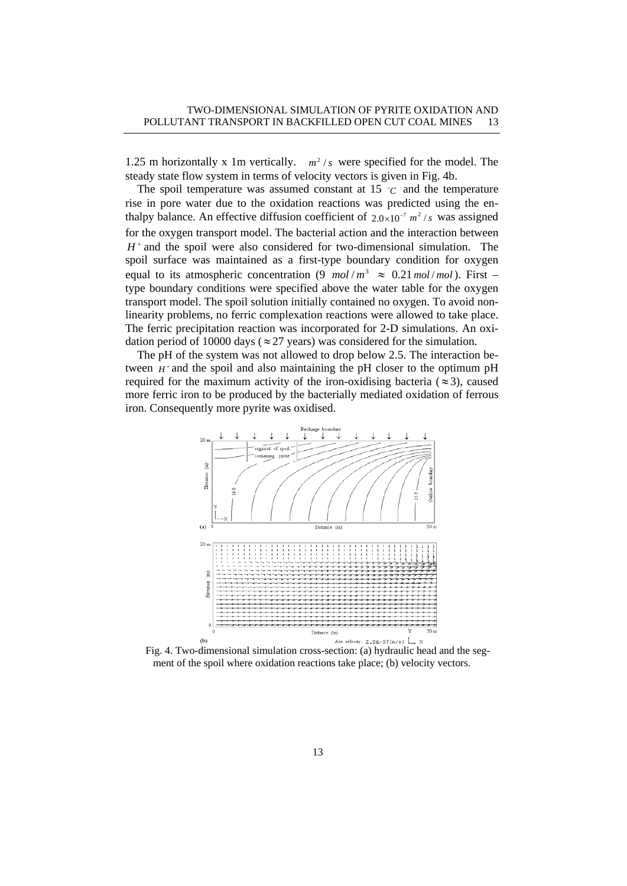1.25 m horizontally x 1m vertically. $m^2/s$ were specified for the model. The steady state flow system in terms of velocity vectors is given in Fig. 4b.

The spoil temperature was assumed constant at 15 $^{\circ}C$ and the temperature rise in pore water due to the oxidation reactions was predicted using the enthalpy balance. An effective diffusion coefficient of $2.0 \times 10^{-7}\ m^2/s$ was assigned for the oxygen transport model. The bacterial action and the interaction between $H^+$ and the spoil were also considered for two-dimensional simulation. The spoil surface was maintained as a first-type boundary condition for oxygen equal to its atmospheric concentration (9 $mol/m^3$ $\approx$ $0.21\ mol/mol$). First – type boundary conditions were specified above the water table for the oxygen transport model. The spoil solution initially contained no oxygen. To avoid non-linearity problems, no ferric complexation reactions were allowed to take place. The ferric precipitation reaction was incorporated for 2-D simulations. An oxidation period of 10000 days ($\approx 27$ years) was considered for the simulation.

The pH of the system was not allowed to drop below 2.5. The interaction between $H^+$ and the spoil and also maintaining the pH closer to the optimum pH required for the maximum activity of the iron-oxidising bacteria ($\approx 3$), caused more ferric iron to be produced by the bacterially mediated oxidation of ferrous iron. Consequently more pyrite was oxidised.

Fig. 4. Two-dimensional simulation cross-section: (a) hydraulic head and the segment of the spoil where oxidation reactions take place; (b) velocity vectors.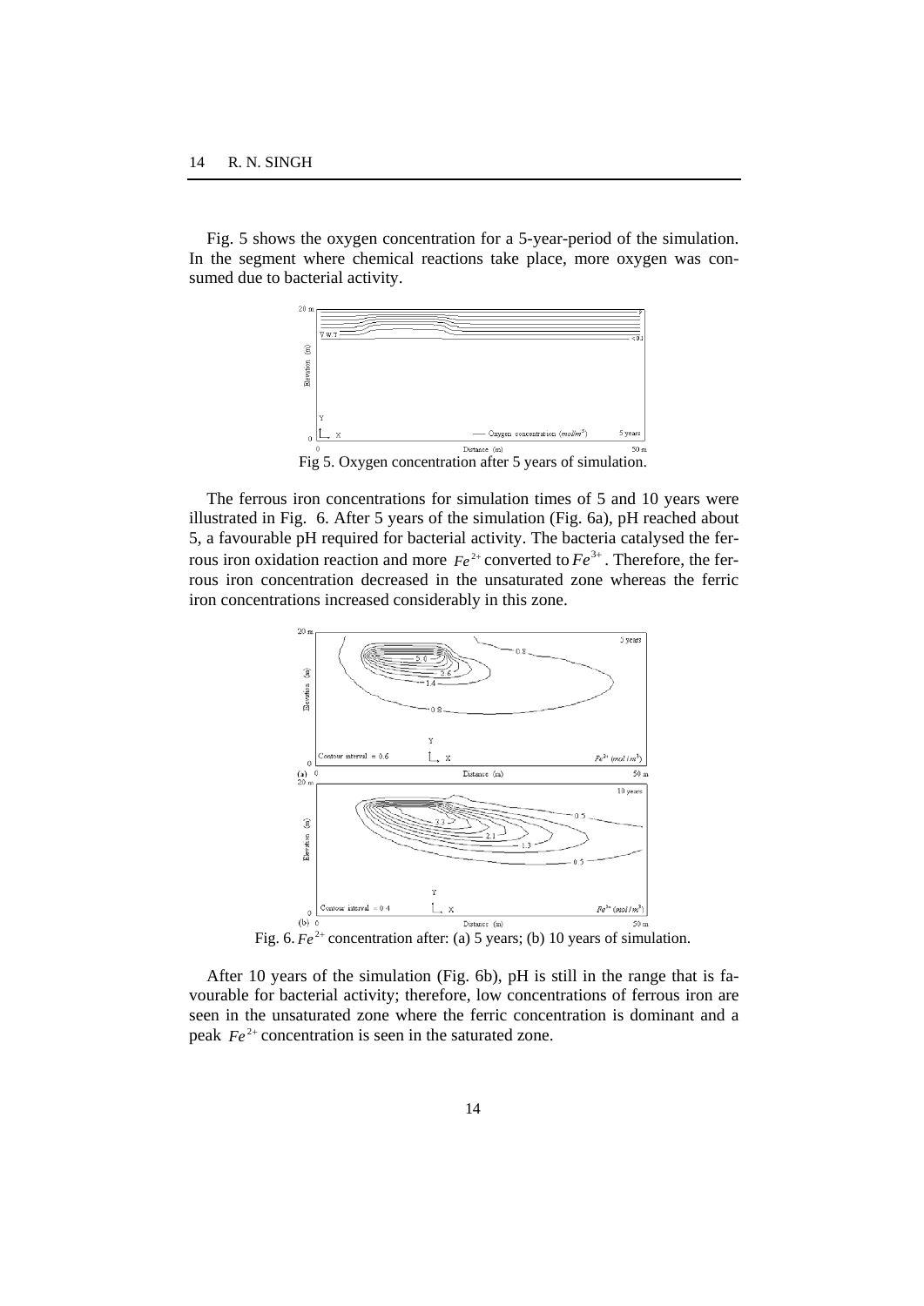Fig. 5 shows the oxygen concentration for a 5-year-period of the simulation. In the segment where chemical reactions take place, more oxygen was consumed due to bacterial activity.

Fig 5. Oxygen concentration after 5 years of simulation.

The ferrous iron concentrations for simulation times of 5 and 10 years were illustrated in Fig. 6. After 5 years of the simulation (Fig. 6a), pH reached about 5, a favourable pH required for bacterial activity. The bacteria catalysed the ferrous iron oxidation reaction and more $Fe^{2+}$ converted to $Fe^{3+}$. Therefore, the ferrous iron concentration decreased in the unsaturated zone whereas the ferric iron concentrations increased considerably in this zone.

Fig. 6. $Fe^{2+}$ concentration after: (a) 5 years; (b) 10 years of simulation.

After 10 years of the simulation (Fig. 6b), pH is still in the range that is favourable for bacterial activity; therefore, low concentrations of ferrous iron are seen in the unsaturated zone where the ferric concentration is dominant and a peak $Fe^{2+}$ concentration is seen in the saturated zone.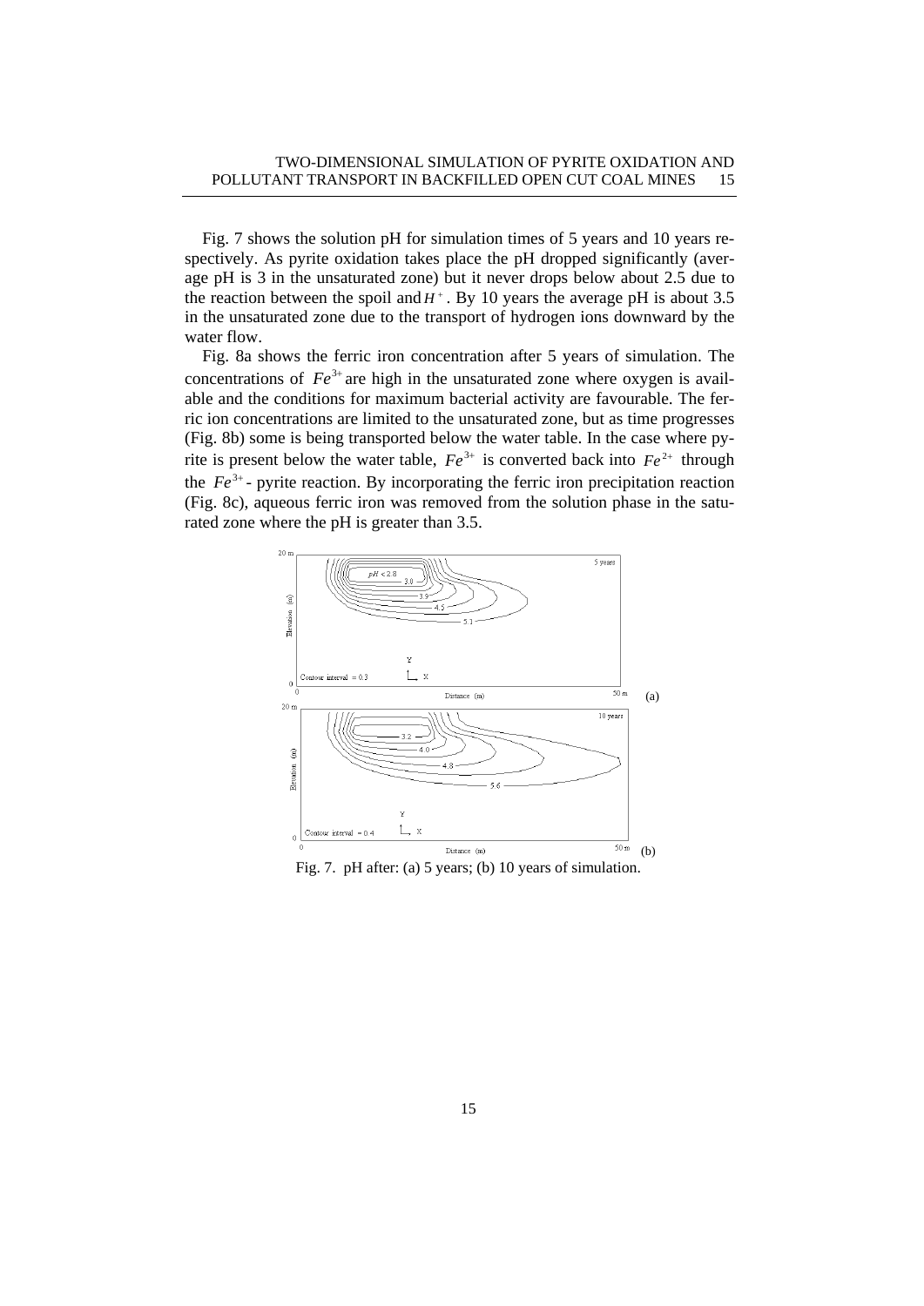Fig. 7 shows the solution pH for simulation times of 5 years and 10 years respectively. As pyrite oxidation takes place the pH dropped significantly (average pH is 3 in the unsaturated zone) but it never drops below about 2.5 due to the reaction between the spoil and $H^+$. By 10 years the average pH is about 3.5 in the unsaturated zone due to the transport of hydrogen ions downward by the water flow.

Fig. 8a shows the ferric iron concentration after 5 years of simulation. The concentrations of $Fe^{3+}$ are high in the unsaturated zone where oxygen is available and the conditions for maximum bacterial activity are favourable. The ferric ion concentrations are limited to the unsaturated zone, but as time progresses (Fig. 8b) some is being transported below the water table. In the case where pyrite is present below the water table, $Fe^{3+}$ is converted back into $Fe^{2+}$ through the $Fe^{3+}$ - pyrite reaction. By incorporating the ferric iron precipitation reaction (Fig. 8c), aqueous ferric iron was removed from the solution phase in the saturated zone where the pH is greater than 3.5.

Fig. 7. pH after: (a) 5 years; (b) 10 years of simulation.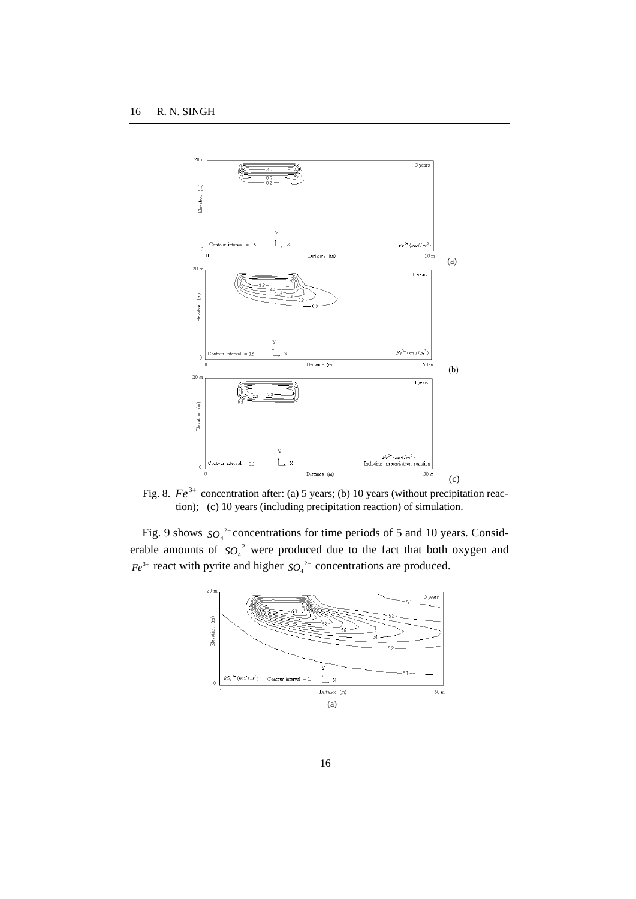Fig. 8. $Fe^{3+}$ concentration after: (a) 5 years; (b) 10 years (without precipitation reaction); (c) 10 years (including precipitation reaction) of simulation.

Fig. 9 shows $SO_4^{2-}$ concentrations for time periods of 5 and 10 years. Considerable amounts of $SO_4^{2-}$ were produced due to the fact that both oxygen and $Fe^{3+}$ react with pyrite and higher $SO_4^{2-}$ concentrations are produced.

(a)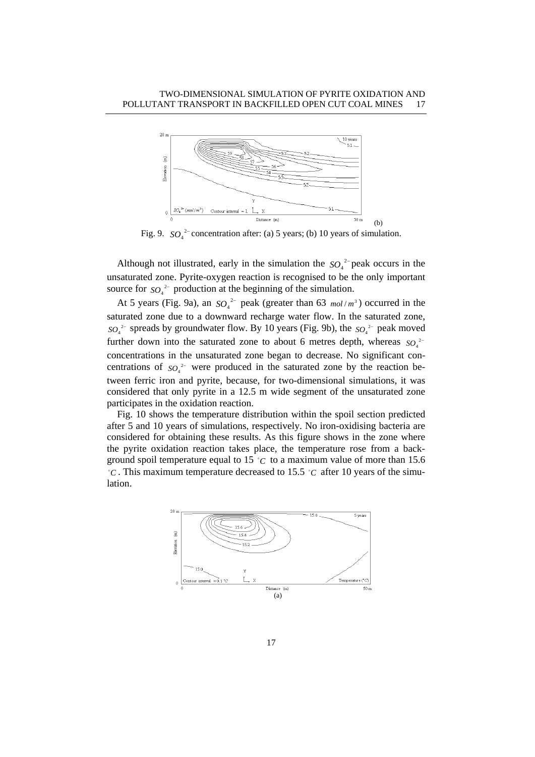(b)

Fig. 9. $SO_4^{2-}$ concentration after: (a) 5 years; (b) 10 years of simulation.

Although not illustrated, early in the simulation the $SO_4^{2-}$ peak occurs in the unsaturated zone. Pyrite-oxygen reaction is recognised to be the only important source for $SO_4^{2-}$ production at the beginning of the simulation.

At 5 years (Fig. 9a), an $SO_4^{2-}$ peak (greater than 63 $mol/m^3$) occurred in the saturated zone due to a downward recharge water flow. In the saturated zone, $SO_4^{2-}$ spreads by groundwater flow. By 10 years (Fig. 9b), the $SO_4^{2-}$ peak moved further down into the saturated zone to about 6 metres depth, whereas $SO_4^{2-}$ concentrations in the unsaturated zone began to decrease. No significant concentrations of $SO_4^{2-}$ were produced in the saturated zone by the reaction between ferric iron and pyrite, because, for two-dimensional simulations, it was considered that only pyrite in a 12.5 m wide segment of the unsaturated zone participates in the oxidation reaction.

Fig. 10 shows the temperature distribution within the spoil section predicted after 5 and 10 years of simulations, respectively. No iron-oxidising bacteria are considered for obtaining these results. As this figure shows in the zone where the pyrite oxidation reaction takes place, the temperature rose from a background spoil temperature equal to 15 $^{\circ}C$ to a maximum value of more than 15.6 $^{\circ}C$. This maximum temperature decreased to 15.5 $^{\circ}C$ after 10 years of the simulation.

(a)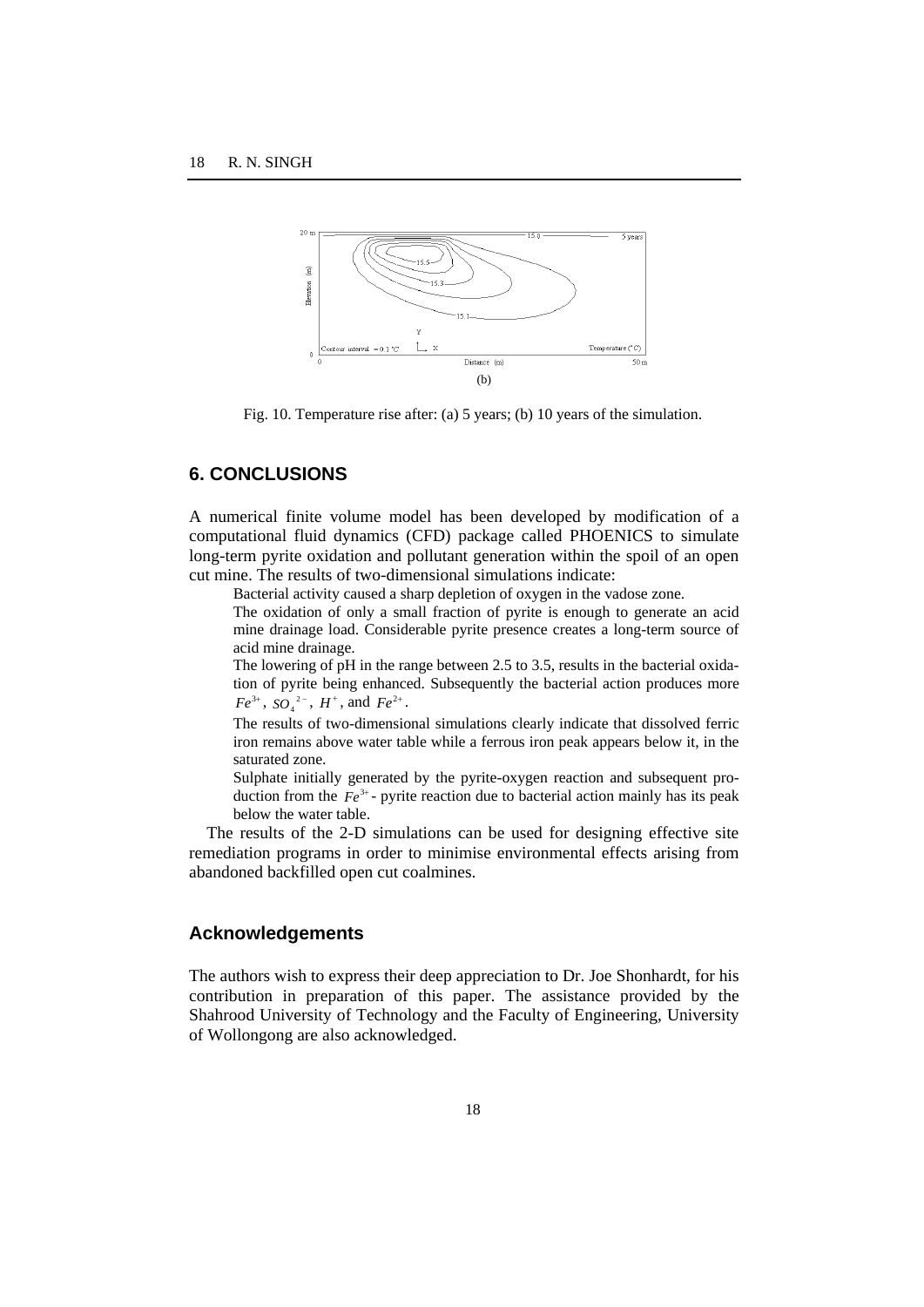(b)

Fig. 10. Temperature rise after: (a) 5 years; (b) 10 years of the simulation.

## 6. CONCLUSIONS

A numerical finite volume model has been developed by modification of a computational fluid dynamics (CFD) package called PHOENICS to simulate long-term pyrite oxidation and pollutant generation within the spoil of an open cut mine. The results of two-dimensional simulations indicate:

Bacterial activity caused a sharp depletion of oxygen in the vadose zone.

The oxidation of only a small fraction of pyrite is enough to generate an acid mine drainage load. Considerable pyrite presence creates a long-term source of acid mine drainage.

The lowering of pH in the range between 2.5 to 3.5, results in the bacterial oxidation of pyrite being enhanced. Subsequently the bacterial action produces more $Fe^{3+}$, $SO_4^{2-}$, $H^+$, and $Fe^{2+}$.

The results of two-dimensional simulations clearly indicate that dissolved ferric iron remains above water table while a ferrous iron peak appears below it, in the saturated zone.

Sulphate initially generated by the pyrite-oxygen reaction and subsequent production from the $Fe^{3+}$ - pyrite reaction due to bacterial action mainly has its peak below the water table.

The results of the 2-D simulations can be used for designing effective site remediation programs in order to minimise environmental effects arising from abandoned backfilled open cut coalmines.

### Acknowledgements

The authors wish to express their deep appreciation to Dr. Joe Shonhardt, for his contribution in preparation of this paper. The assistance provided by the Shahrood University of Technology and the Faculty of Engineering, University of Wollongong are also acknowledged.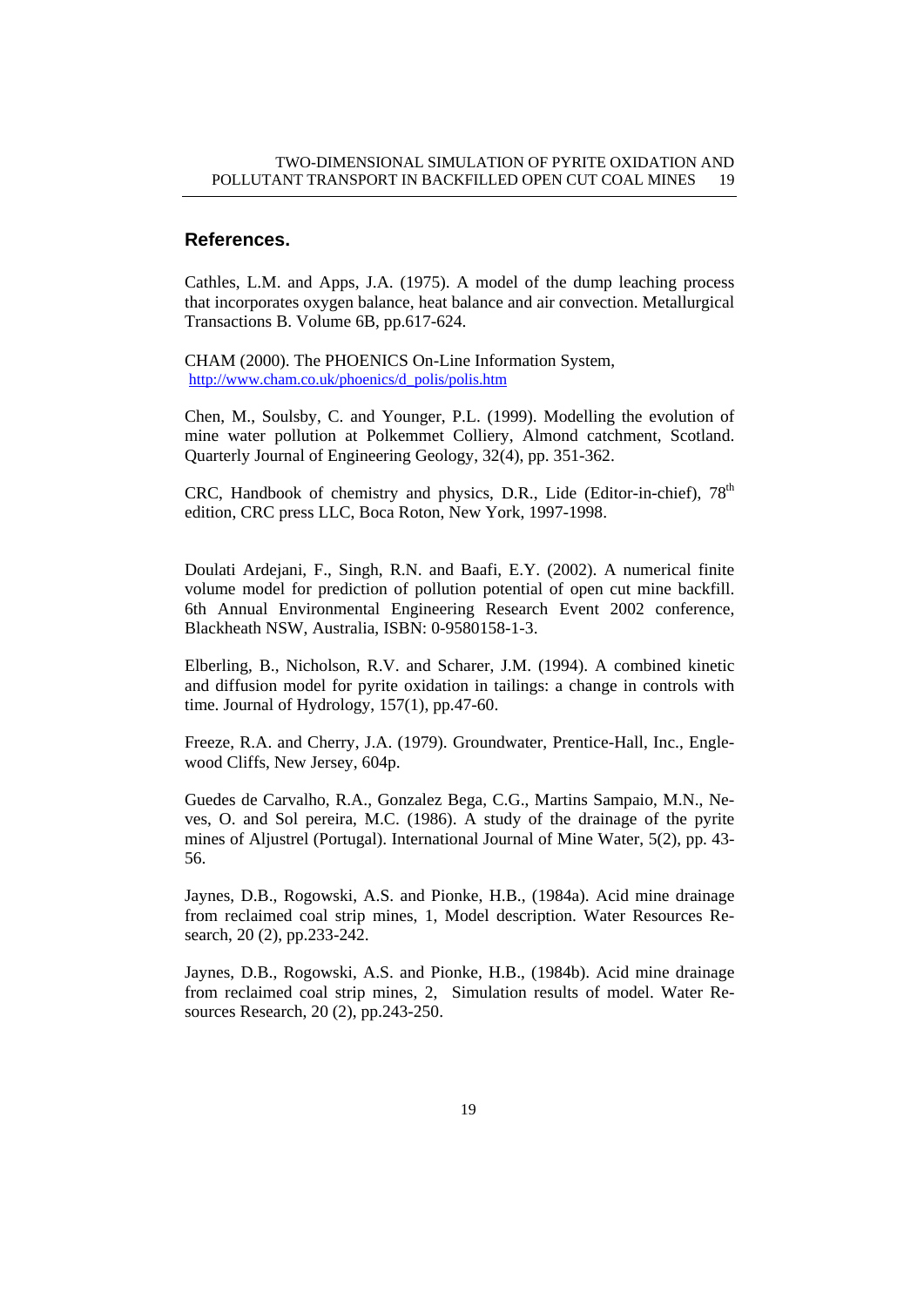## References.

Cathles, L.M. and Apps, J.A. (1975). A model of the dump leaching process that incorporates oxygen balance, heat balance and air convection. Metallurgical Transactions B. Volume 6B, pp.617-624.

CHAM (2000). The PHOENICS On-Line Information System, http://www.cham.co.uk/phoenics/d_polis/polis.htm

Chen, M., Soulsby, C. and Younger, P.L. (1999). Modelling the evolution of mine water pollution at Polkemmet Colliery, Almond catchment, Scotland. Quarterly Journal of Engineering Geology, 32(4), pp. 351-362.

CRC, Handbook of chemistry and physics, D.R., Lide (Editor-in-chief), 78th edition, CRC press LLC, Boca Roton, New York, 1997-1998.

Doulati Ardejani, F., Singh, R.N. and Baafi, E.Y. (2002). A numerical finite volume model for prediction of pollution potential of open cut mine backfill. 6th Annual Environmental Engineering Research Event 2002 conference, Blackheath NSW, Australia, ISBN: 0-9580158-1-3.

Elberling, B., Nicholson, R.V. and Scharer, J.M. (1994). A combined kinetic and diffusion model for pyrite oxidation in tailings: a change in controls with time. Journal of Hydrology, 157(1), pp.47-60.

Freeze, R.A. and Cherry, J.A. (1979). Groundwater, Prentice-Hall, Inc., Englewood Cliffs, New Jersey, 604p.

Guedes de Carvalho, R.A., Gonzalez Bega, C.G., Martins Sampaio, M.N., Neves, O. and Sol pereira, M.C. (1986). A study of the drainage of the pyrite mines of Aljustrel (Portugal). International Journal of Mine Water, 5(2), pp. 43-56.

Jaynes, D.B., Rogowski, A.S. and Pionke, H.B., (1984a). Acid mine drainage from reclaimed coal strip mines, 1, Model description. Water Resources Research, 20 (2), pp.233-242.

Jaynes, D.B., Rogowski, A.S. and Pionke, H.B., (1984b). Acid mine drainage from reclaimed coal strip mines, 2, Simulation results of model. Water Resources Research, 20 (2), pp.243-250.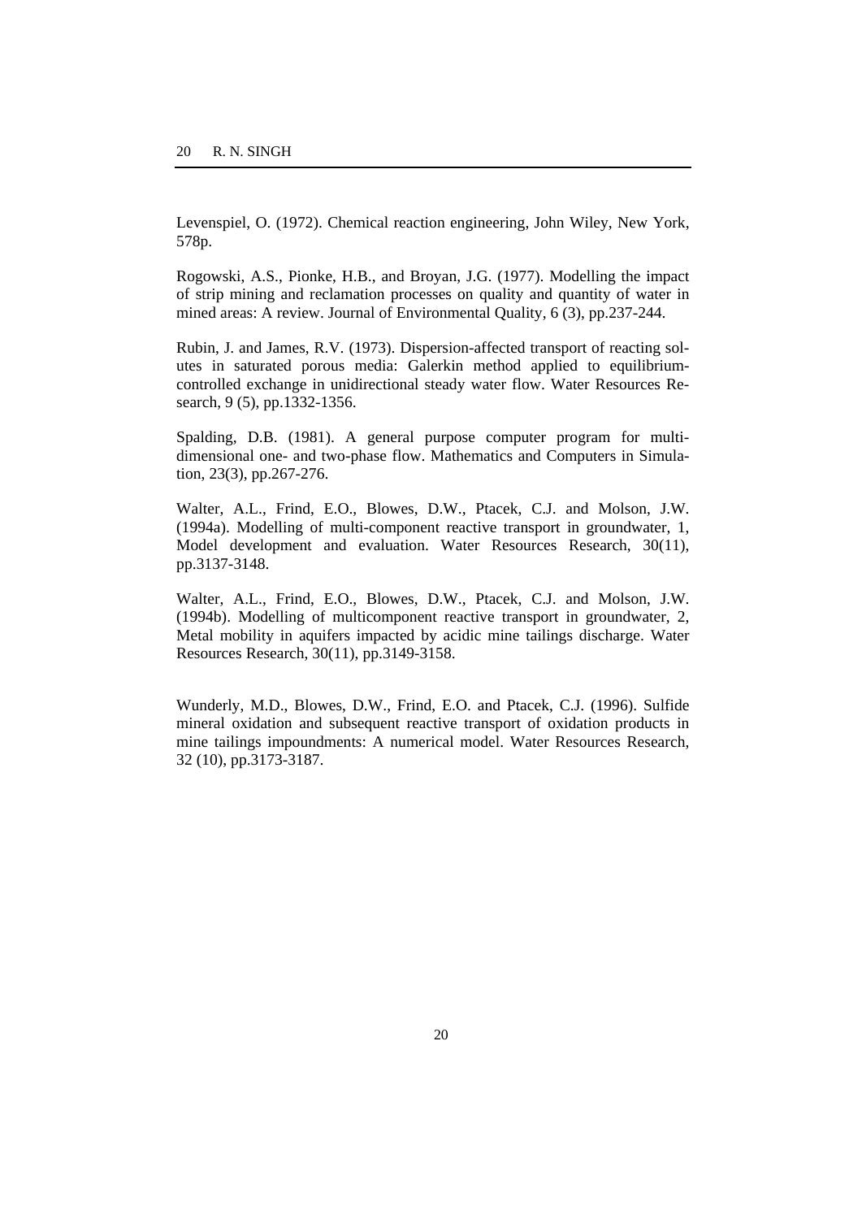Levenspiel, O. (1972). Chemical reaction engineering, John Wiley, New York, 578p.

Rogowski, A.S., Pionke, H.B., and Broyan, J.G. (1977). Modelling the impact of strip mining and reclamation processes on quality and quantity of water in mined areas: A review. Journal of Environmental Quality, 6 (3), pp.237-244.

Rubin, J. and James, R.V. (1973). Dispersion-affected transport of reacting solutes in saturated porous media: Galerkin method applied to equilibrium-controlled exchange in unidirectional steady water flow. Water Resources Research, 9 (5), pp.1332-1356.

Spalding, D.B. (1981). A general purpose computer program for multi-dimensional one- and two-phase flow. Mathematics and Computers in Simulation, 23(3), pp.267-276.

Walter, A.L., Frind, E.O., Blowes, D.W., Ptacek, C.J. and Molson, J.W. (1994a). Modelling of multi-component reactive transport in groundwater, 1, Model development and evaluation. Water Resources Research, 30(11), pp.3137-3148.

Walter, A.L., Frind, E.O., Blowes, D.W., Ptacek, C.J. and Molson, J.W. (1994b). Modelling of multicomponent reactive transport in groundwater, 2, Metal mobility in aquifers impacted by acidic mine tailings discharge. Water Resources Research, 30(11), pp.3149-3158.

Wunderly, M.D., Blowes, D.W., Frind, E.O. and Ptacek, C.J. (1996). Sulfide mineral oxidation and subsequent reactive transport of oxidation products in mine tailings impoundments: A numerical model. Water Resources Research, 32 (10), pp.3173-3187.